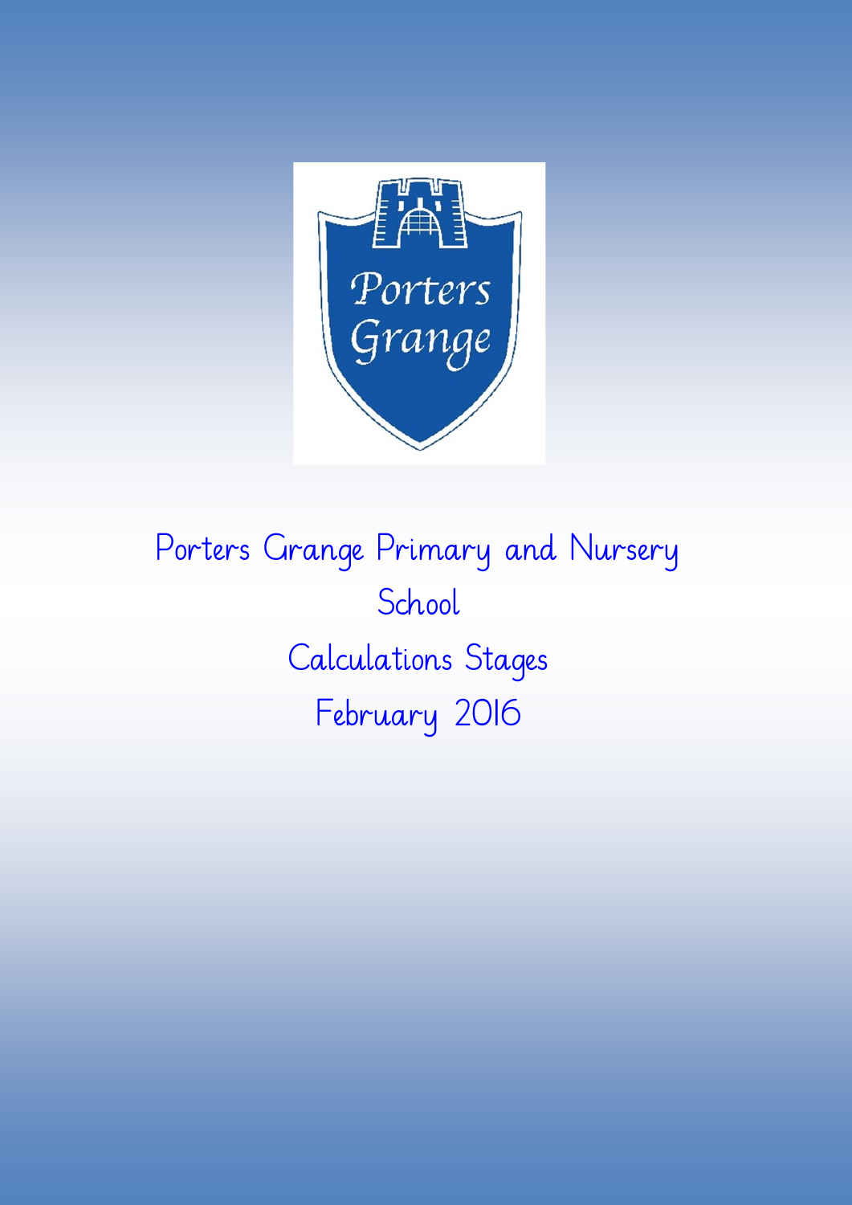# Porters Grange Primary and Nursery School

## Calculations Stages

February 2016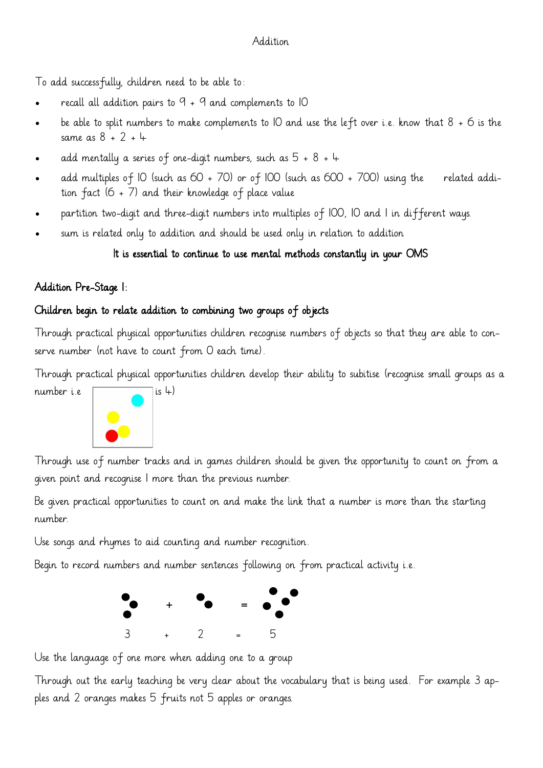Addition

To add successfully, children need to be able to:

- recall all addition pairs to 9 + 9 and complements to 10
- be able to split numbers to make complements to 10 and use the left over i.e. know that 8 + 6 is the same as 8 + 2 + 4
- add mentally a series of one-digit numbers, such as 5 + 8 + 4
- add multiples of 10 (such as 60 + 70) or of 100 (such as 600 + 700) using the related addition fact (6 + 7) and their knowledge of place value
- partition two-digit and three-digit numbers into multiples of 100, 10 and 1 in different ways.
- sum is related only to addition and should be used only in relation to addition

**It is essential to continue to use mental methods constantly in your OMS**

## Addition Pre-Stage 1:

### Children begin to relate addition to combining two groups of objects

Through practical physical opportunities children recognise numbers of objects so that they are able to conserve number (not have to count from 0 each time).

Through practical physical opportunities children develop their ability to subitise (recognise small groups as a number i.e [four dots] is 4)

Through use of number tracks and in games children should be given the opportunity to count on from a given point and recognise 1 more than the previous number.

Be given practical opportunities to count on and make the link that a number is more than the starting number.

Use songs and rhymes to aid counting and number recognition.

Begin to record numbers and number sentences following on from practical activity i.e.

3 + 2 = 5

Use the language of one more when adding one to a group

Through out the early teaching be very clear about the vocabulary that is being used. For example 3 apples and 2 oranges makes 5 fruits not 5 apples or oranges.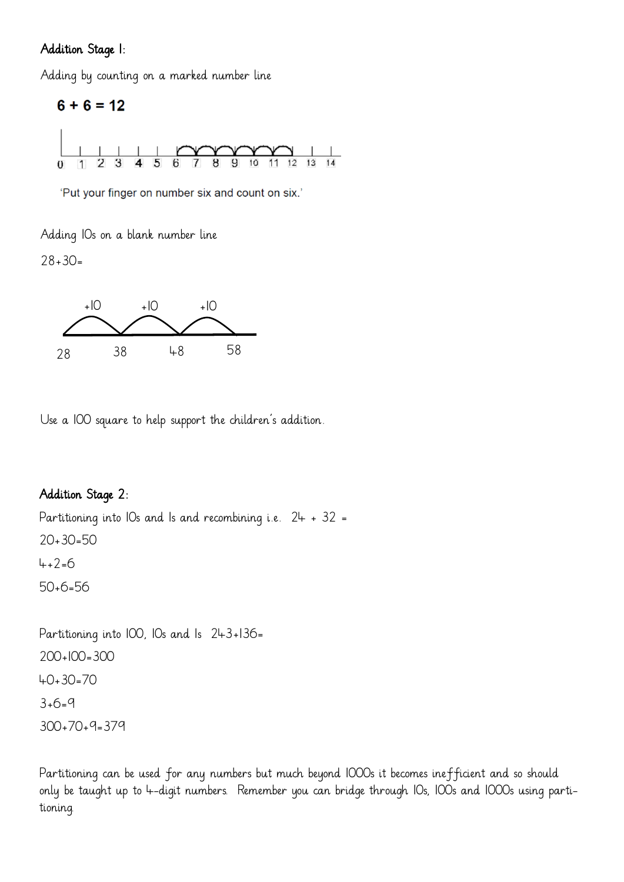## Addition Stage 1:

Adding by counting on a marked number line

**6 + 6 = 12**

0 1 2 3 4 5 6 7 8 9 10 11 12 13 14

'Put your finger on number six and count on six.'

Adding 10s on a blank number line

28+30=

+10 +10 +10

28 38 48 58

Use a 100 square to help support the children's addition.

## Addition Stage 2:

Partitioning into 10s and 1s and recombining i.e. 24 + 32 =

20+30=50

4+2=6

50+6=56

Partitioning into 100, 10s and 1s 243+136=

200+100=300

40+30=70

3+6=9

300+70+9=379

Partitioning can be used for any numbers but much beyond 1000s it becomes inefficient and so should only be taught up to 4-digit numbers. Remember you can bridge through 10s, 100s and 1000s using partitioning.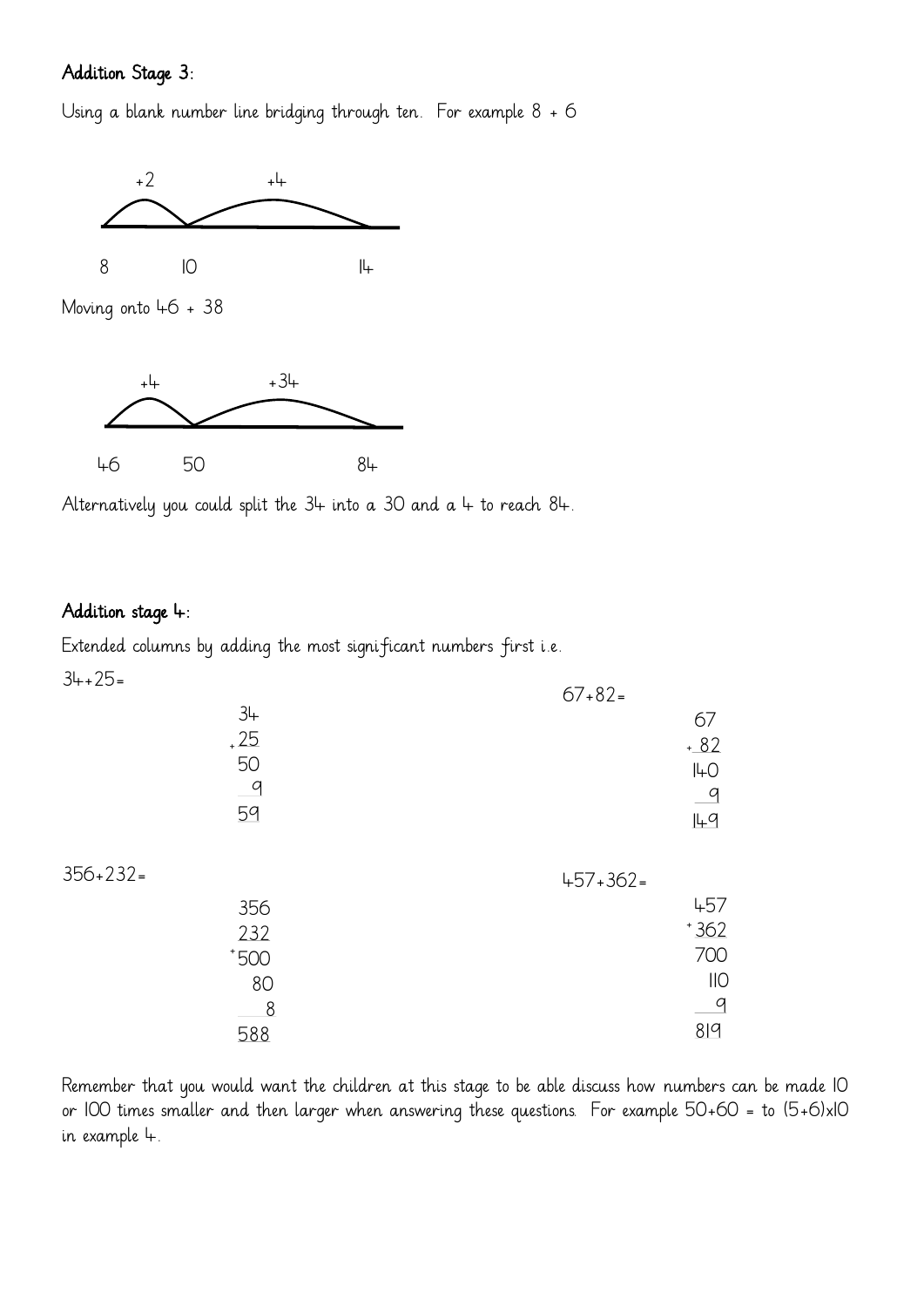## Addition Stage 3:

Using a blank number line bridging through ten. For example 8 + 6

```
   +2        +4
 /‾‾\ /‾‾‾‾‾‾‾‾‾‾\
 ------------------------
 8     10            14
```

Moving onto 46 + 38

```
   +4        +34
 /‾‾\ /‾‾‾‾‾‾‾‾‾‾\
 ------------------------
 46    50            84
```

Alternatively you could split the 34 into a 30 and a 4 to reach 84.

## Addition stage 4:

Extended columns by adding the most significant numbers first i.e.

34+25=

```
  34
+ 25
  50
   9
  59
```

67+82=

```
  67
+ 82
 140
   9
 149
```

356+232=

```
  356
  232
+ 500
   80
    8
  588
```

457+362=

```
  457
+ 362
  700
  110
    9
  819
```

Remember that you would want the children at this stage to be able discuss how numbers can be made 10 or 100 times smaller and then larger when answering these questions. For example 50+60 = to (5+6)x10 in example 4.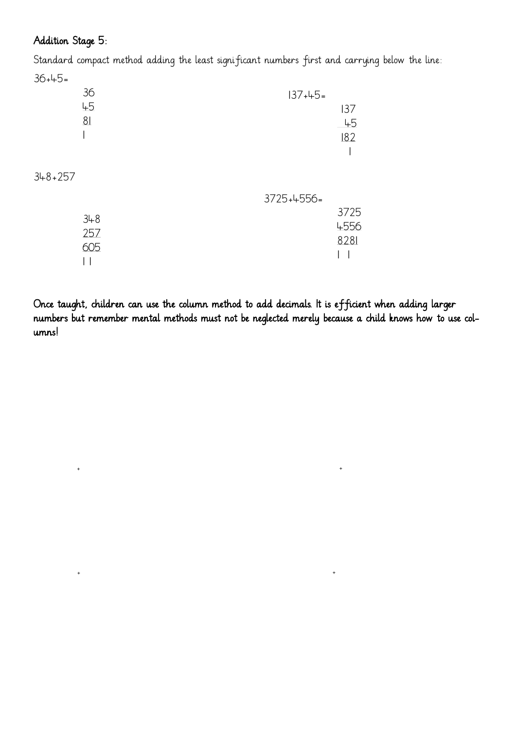## Addition Stage 5:

Standard compact method adding the least significant numbers first and carrying below the line:

36+45=

```
 36
 45
 81
 1
```

137+45=

```
 137
  45
 182
  1
```

348+257

```
 348
 257
 605
 1 1
```

3725+4556=

```
 3725
 4556
 8281
 1 1
```

**Once taught, children can use the column method to add decimals. It is efficient when adding larger numbers but remember mental methods must not be neglected merely because a child knows how to use columns!**

+ +

+ +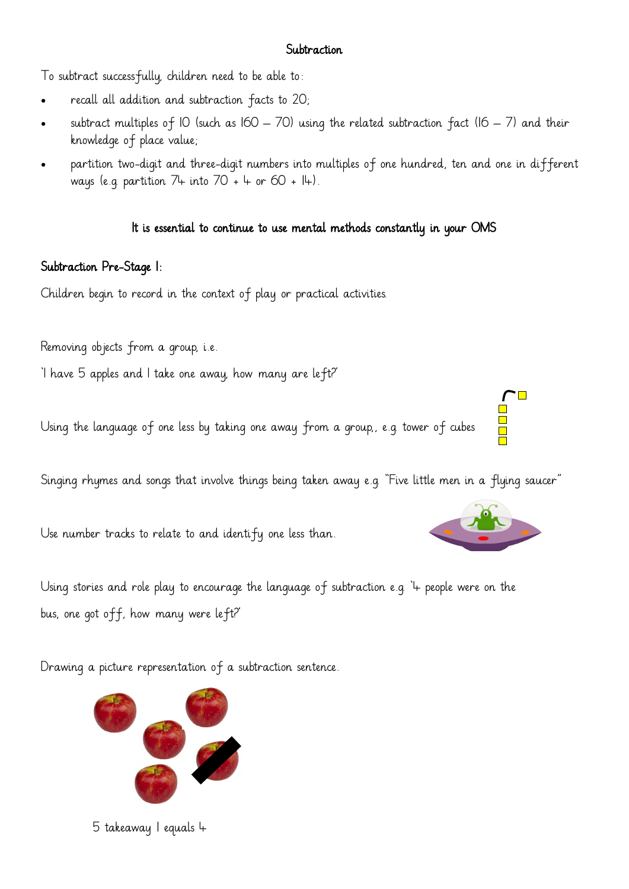# Subtraction

To subtract successfully, children need to be able to:

- recall all addition and subtraction facts to 20;
- subtract multiples of 10 (such as 160 – 70) using the related subtraction fact (16 – 7) and their knowledge of place value;
- partition two-digit and three-digit numbers into multiples of one hundred, ten and one in different ways (e.g. partition 74 into 70 + 4 or 60 + 14).

**It is essential to continue to use mental methods constantly in your OMS**

## Subtraction Pre-Stage 1:

Children begin to record in the context of play or practical activities.

Removing objects from a group, i.e.

'I have 5 apples and I take one away, how many are left?'

Using the language of one less by taking one away from a group,, e.g. tower of cubes

Singing rhymes and songs that involve things being taken away e.g. "Five little men in a flying saucer"

Use number tracks to relate to and identify one less than.

Using stories and role play to encourage the language of subtraction e.g. '4 people were on the bus, one got off, how many were left?'

Drawing a picture representation of a subtraction sentence.

5 takeaway 1 equals 4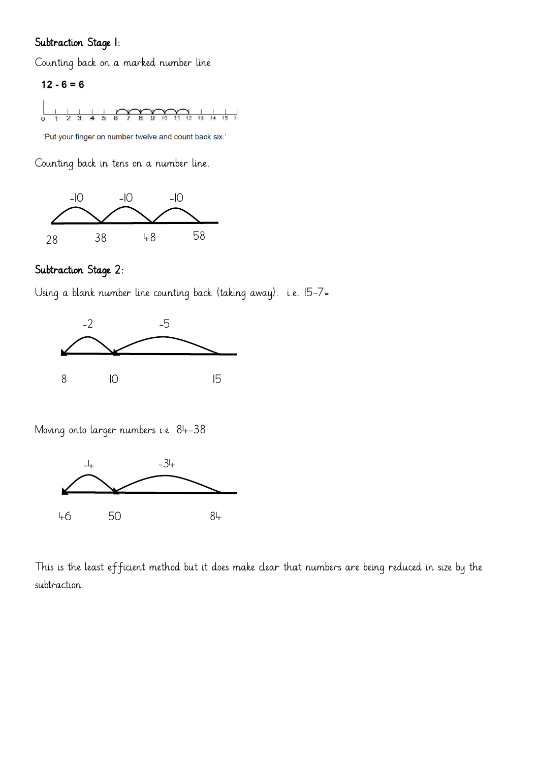## Subtraction Stage 1:

Counting back on a marked number line

**12 - 6 = 6**

0 1 2 3 4 5 6 7 8 9 10 11 12 13 14 15 16

'Put your finger on number twelve and count back six.'

Counting back in tens on a number line.

-10 -10 -10

28 38 48 58

## Subtraction Stage 2:

Using a blank number line counting back (taking away). i.e. 15-7=

-2 -5

8 10 15

Moving onto larger numbers i.e. 84-38

-4 -34

46 50 84

This is the least efficient method but it does make clear that numbers are being reduced in size by the subtraction.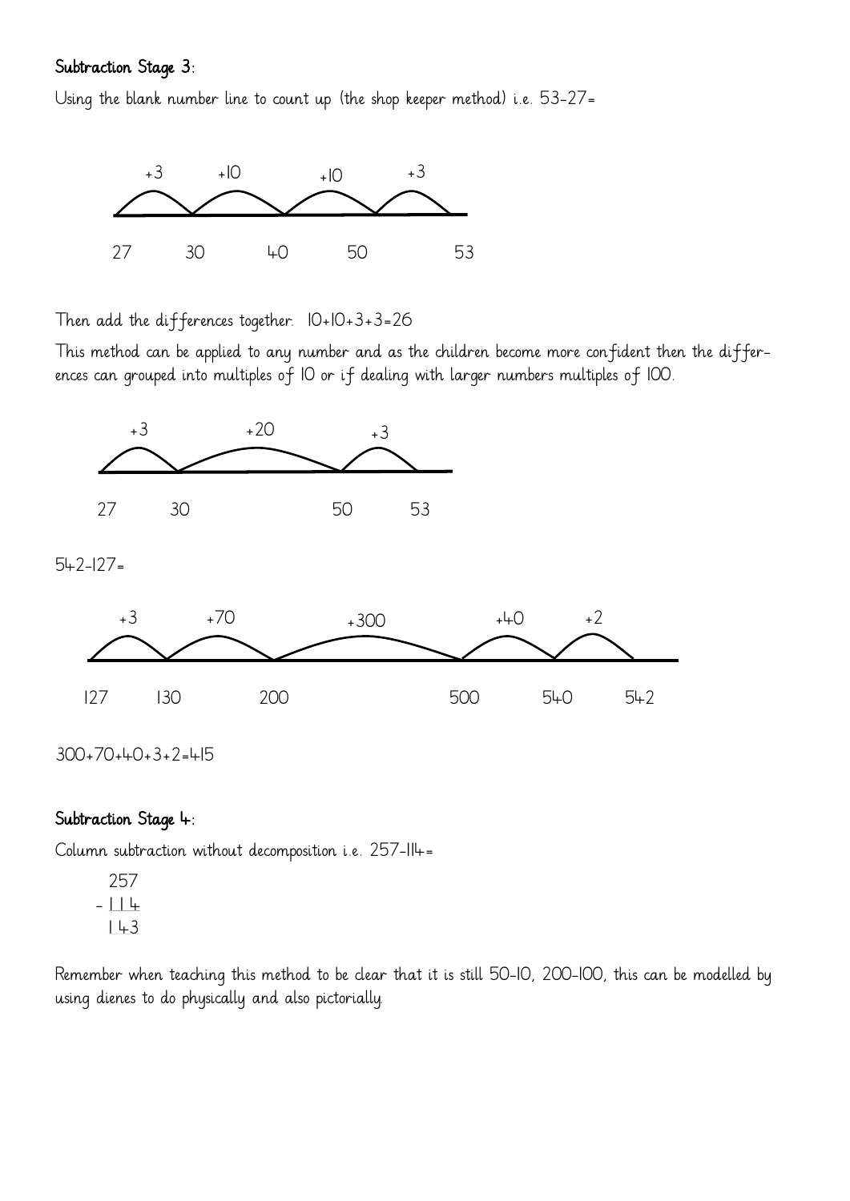## Subtraction Stage 3:

Using the blank number line to count up (the shop keeper method) i.e. 53-27=

+3 +10 +10 +3

27 30 40 50 53

Then add the differences together. 10+10+3+3=26

This method can be applied to any number and as the children become more confident then the differences can grouped into multiples of 10 or if dealing with larger numbers multiples of 100.

+3 +20 +3

27 30 50 53

542-127=

+3 +70 +300 +40 +2

127 130 200 500 540 542

300+70+40+3+2=415

## Subtraction Stage 4:

Column subtraction without decomposition i.e. 257-114=

```
  257
- 114
  143
```

Remember when teaching this method to be clear that it is still 50-10, 200-100, this can be modelled by using dienes to do physically and also pictorially.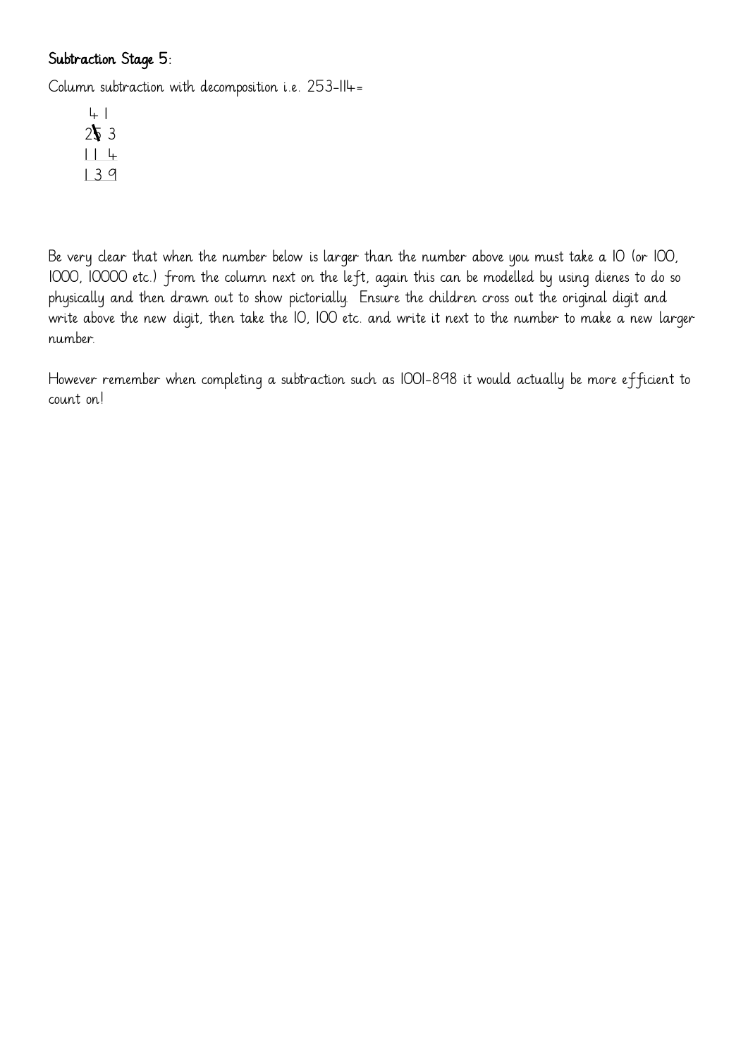## Subtraction Stage 5:

Column subtraction with decomposition i.e. 253-114=

```
 4 1
2 5 3
1 1 4
1 3 9
```

Be very clear that when the number below is larger than the number above you must take a 10 (or 100, 1000, 10000 etc.) from the column next on the left, again this can be modelled by using dienes to do so physically and then drawn out to show pictorially. Ensure the children cross out the original digit and write above the new digit, then take the 10, 100 etc. and write it next to the number to make a new larger number.

However remember when completing a subtraction such as 1001-898 it would actually be more efficient to count on!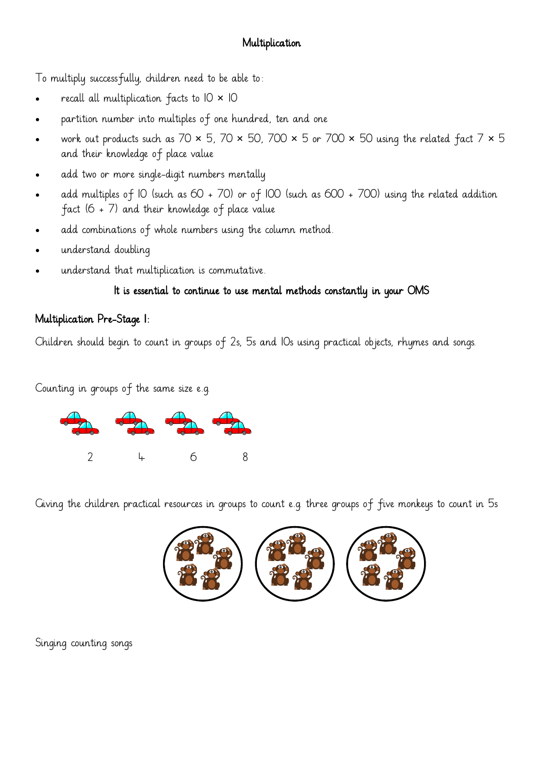## Multiplication

To multiply successfully, children need to be able to:

- recall all multiplication facts to $10 \times 10$
- partition number into multiples of one hundred, ten and one
- work out products such as $70 \times 5$, $70 \times 50$, $700 \times 5$ or $700 \times 50$ using the related fact $7 \times 5$ and their knowledge of place value
- add two or more single-digit numbers mentally
- add multiples of 10 (such as $60 + 70$) or of 100 (such as $600 + 700$) using the related addition fact ($6 + 7$) and their knowledge of place value
- add combinations of whole numbers using the column method.
- understand doubling
- understand that multiplication is commutative.

**It is essential to continue to use mental methods constantly in your OMS**

### Multiplication Pre-Stage 1:

Children should begin to count in groups of 2s, 5s and 10s using practical objects, rhymes and songs.

Counting in groups of the same size e.g.

2 4 6 8

Giving the children practical resources in groups to count e.g. three groups of five monkeys to count in 5s

Singing counting songs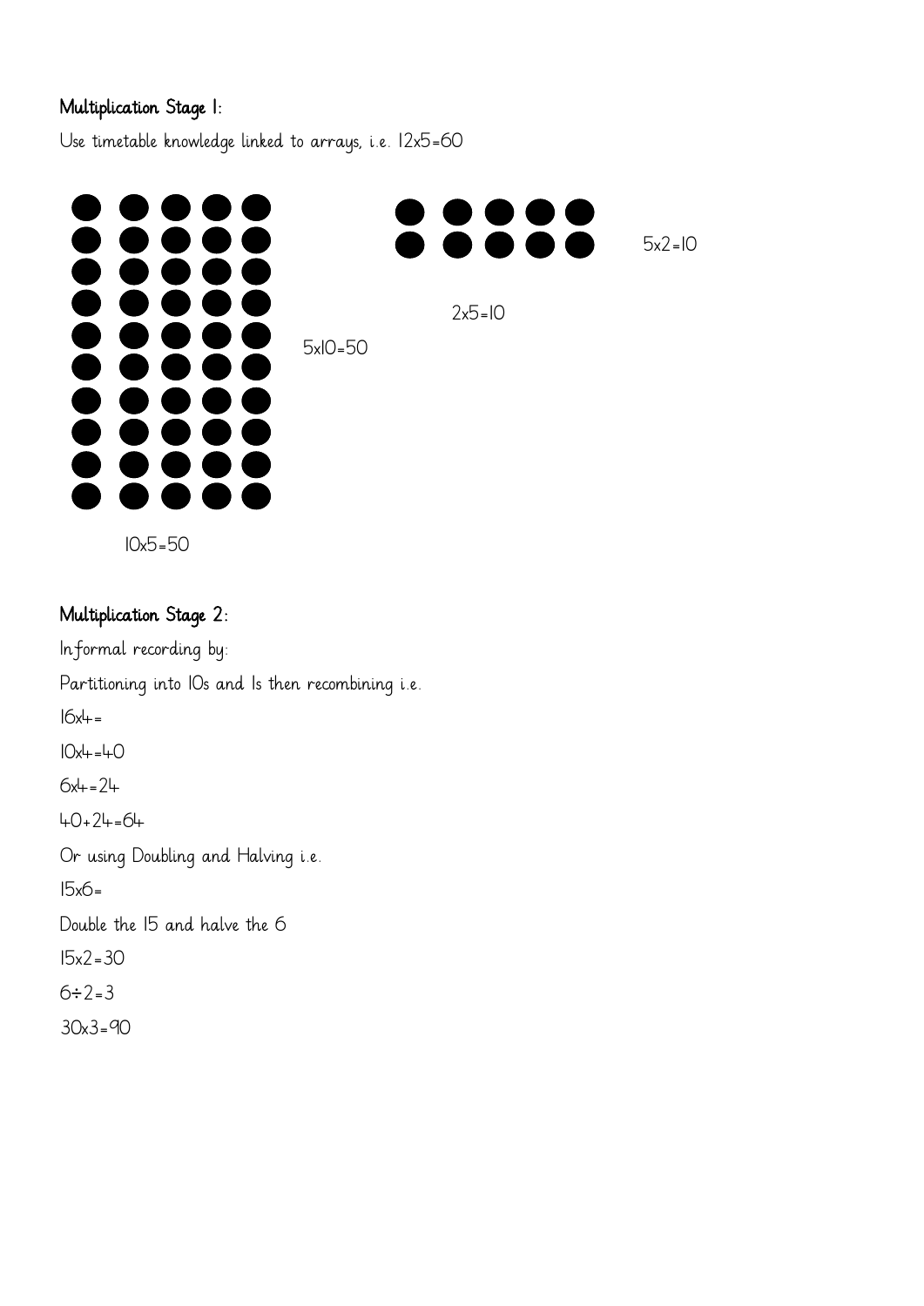**Multiplication Stage 1:**

Use timetable knowledge linked to arrays, i.e. $12 \times 5 = 60$

$5 \times 10 = 50$

$10 \times 5 = 50$

$5 \times 2 = 10$

$2 \times 5 = 10$

**Multiplication Stage 2:**

Informal recording by:

Partitioning into 10s and 1s then recombining i.e.

$16 \times 4 =$

$10 \times 4 = 40$

$6 \times 4 = 24$

$40 + 24 = 64$

Or using Doubling and Halving i.e.

$15 \times 6 =$

Double the 15 and halve the 6

$15 \times 2 = 30$

$6 \div 2 = 3$

$30 \times 3 = 90$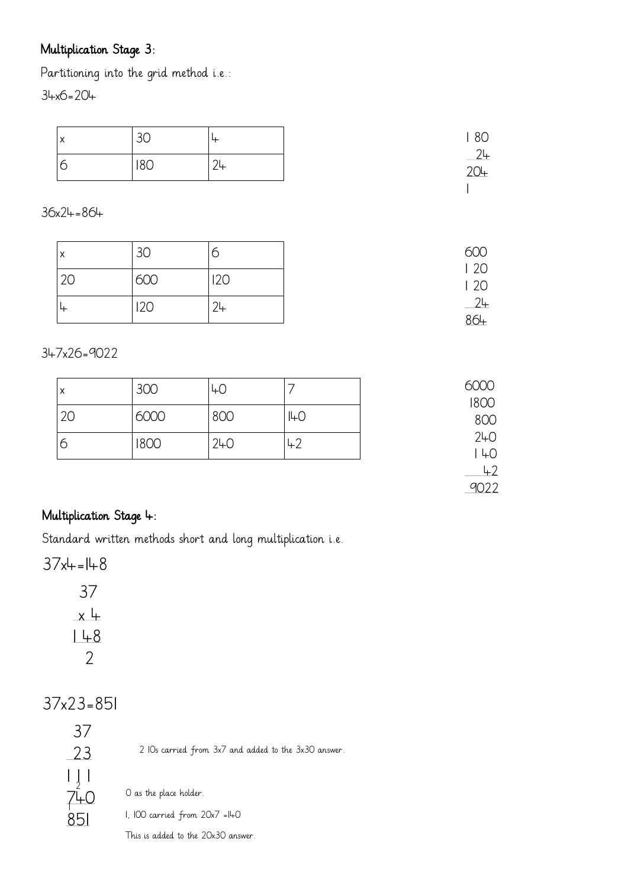## Multiplication Stage 3:

Partitioning into the grid method i.e.:

34x6=204

| x | 30 | 4 |
|---|---|---|
| 6 | 180 | 24 |

```
 180
  24
 204
 1
```

36x24=864

| x | 30 | 6 |
|---|---|---|
| 20 | 600 | 120 |
| 4 | 120 | 24 |

```
 600
 120
 120
  24
 864
```

347x26=9022

| x | 300 | 40 | 7 |
|---|---|---|---|
| 20 | 6000 | 800 | 140 |
| 6 | 1800 | 240 | 42 |

```
 6000
 1800
  800
  240
  140
   42
 9022
```

## Multiplication Stage 4:

Standard written methods short and long multiplication i.e.

37x4=148

```
  37
 x 4
 148
  2
```

37x23=851

```
  37
  23
 111
 2
 740
 1
 851
```

2 10s carried from 3x7 and added to the 3x30 answer.

0 as the place holder.

1, 100 carried from 20x7 =140

This is added to the 20x30 answer.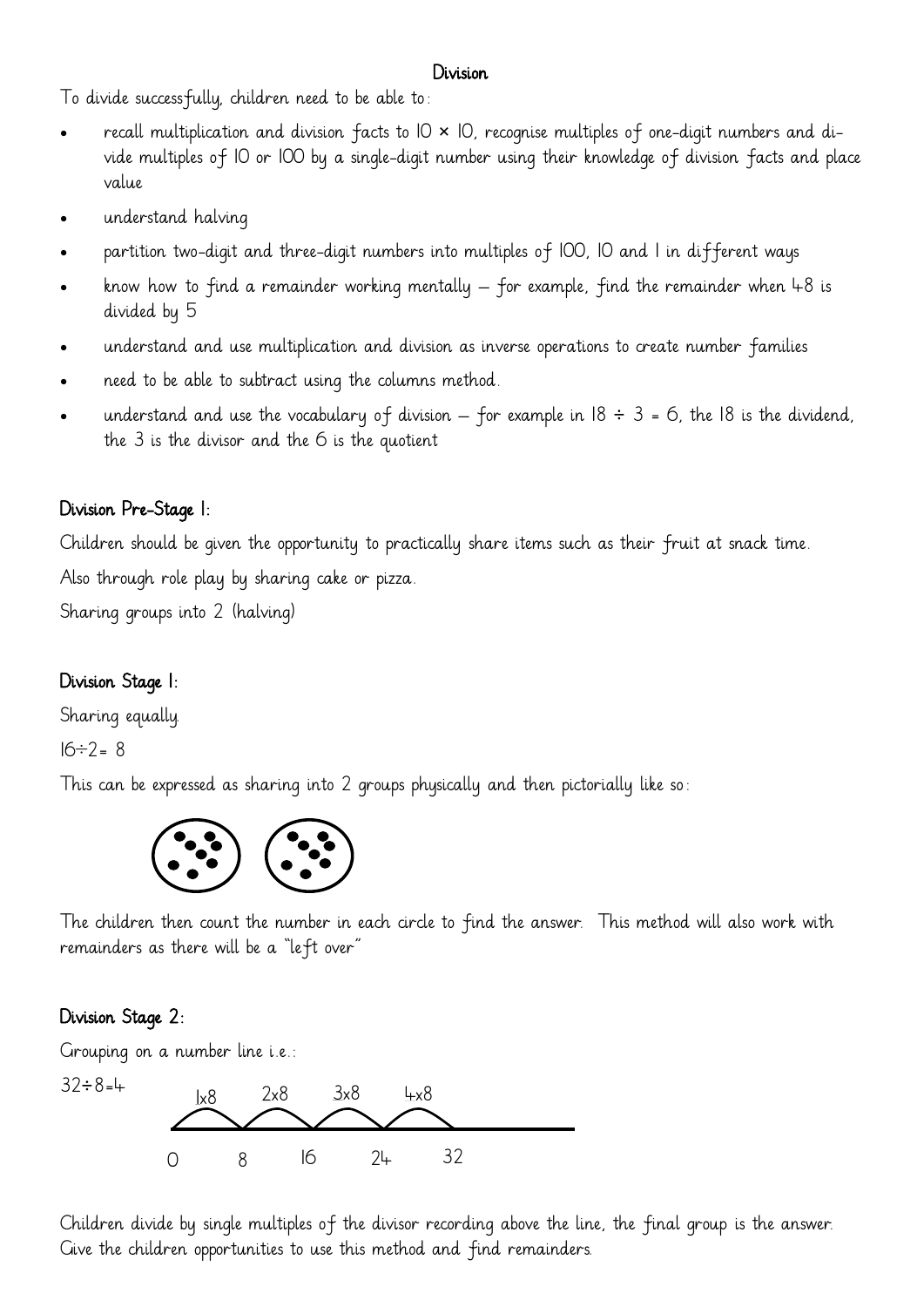## Division

To divide successfully, children need to be able to:

- recall multiplication and division facts to $10 \times 10$, recognise multiples of one-digit numbers and divide multiples of 10 or 100 by a single-digit number using their knowledge of division facts and place value
- understand halving
- partition two-digit and three-digit numbers into multiples of 100, 10 and 1 in different ways
- know how to find a remainder working mentally – for example, find the remainder when 48 is divided by 5
- understand and use multiplication and division as inverse operations to create number families
- need to be able to subtract using the columns method.
- understand and use the vocabulary of division – for example in $18 \div 3 = 6$, the 18 is the dividend, the 3 is the divisor and the 6 is the quotient

### Division Pre-Stage 1:

Children should be given the opportunity to practically share items such as their fruit at snack time.

Also through role play by sharing cake or pizza.

Sharing groups into 2 (halving)

### Division Stage 1:

Sharing equally.

$16 \div 2 = 8$

This can be expressed as sharing into 2 groups physically and then pictorially like so:

The children then count the number in each circle to find the answer. This method will also work with remainders as there will be a "left over"

### Division Stage 2:

Grouping on a number line i.e.:

$32 \div 8 = 4$

1x8 2x8 3x8 4x8

0 8 16 24 32

Children divide by single multiples of the divisor recording above the line, the final group is the answer. Give the children opportunities to use this method and find remainders.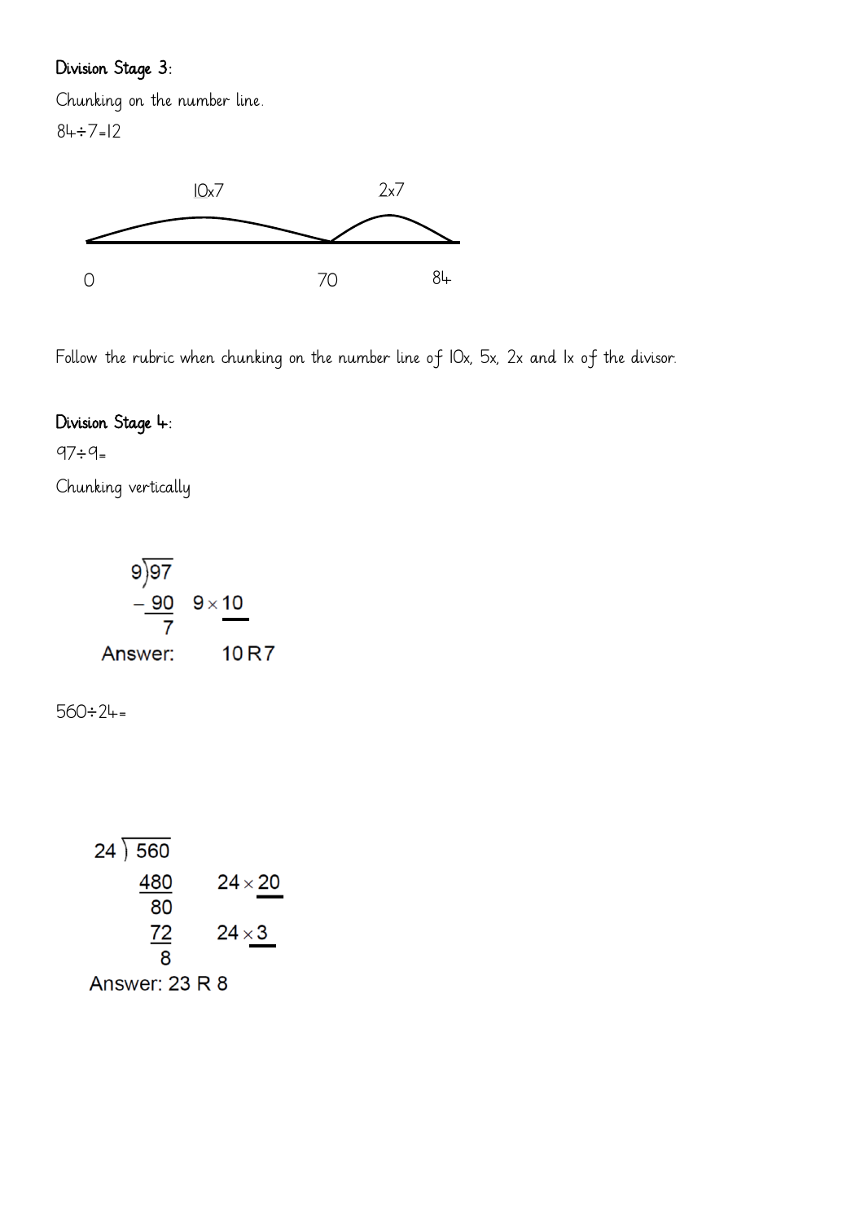## Division Stage 3:

Chunking on the number line.

$84 \div 7 = 12$

10x7 &nbsp;&nbsp;&nbsp;&nbsp;&nbsp;&nbsp;&nbsp;&nbsp; 2x7

0 &nbsp;&nbsp;&nbsp;&nbsp;&nbsp;&nbsp;&nbsp;&nbsp; 70 &nbsp;&nbsp;&nbsp;&nbsp;&nbsp;&nbsp;&nbsp;&nbsp; 84

Follow the rubric when chunking on the number line of 10x, 5x, 2x and 1x of the divisor.

## Division Stage 4:

$97 \div 9 =$

Chunking vertically

$$
\begin{array}{rl}
9\overline{)97} & \\
-\underline{90} & 9 \times \underline{10} \\
7 & \\
\end{array}
$$

Answer: 10 R7

$560 \div 24 =$

$$
\begin{array}{rl}
24\overline{)560} & \\
\underline{480} & 24 \times \underline{20} \\
80 & \\
\underline{72} & 24 \times \underline{3} \\
8 & \\
\end{array}
$$

Answer: 23 R 8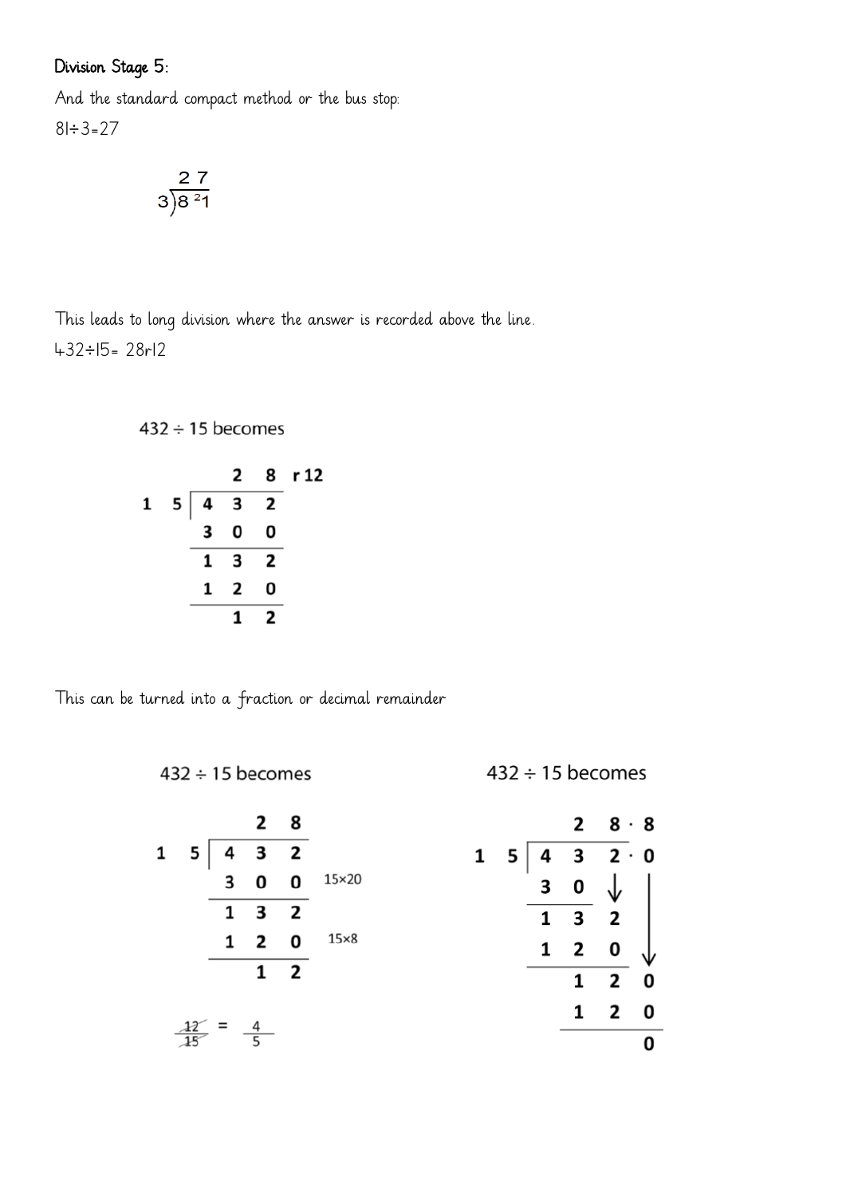## Division Stage 5:

And the standard compact method or the bus stop:

81÷3=27

```
   2 7
3)8 ²1
```

This leads to long division where the answer is recorded above the line.

432÷15= 28r12

432 ÷ 15 becomes

```
        2  8  r 12
1 5 | 4  3  2
      3  0  0
      -------
      1  3  2
      1  2  0
      -------
         1  2
```

This can be turned into a fraction or decimal remainder

432 ÷ 15 becomes

```
        2  8
1 5 | 4  3  2
      3  0  0    15×20
      -------
      1  3  2
      1  2  0    15×8
      -------
         1  2
```

$\frac{12}{15} = \frac{4}{5}$

432 ÷ 15 becomes

```
        2  8 · 8
1 5 | 4  3  2 · 0
      3  0  ↓   |
      -------   |
      1  3  2   |
      1  2  0   ↓
      ----------
         1  2  0
         1  2  0
      ----------
               0
```